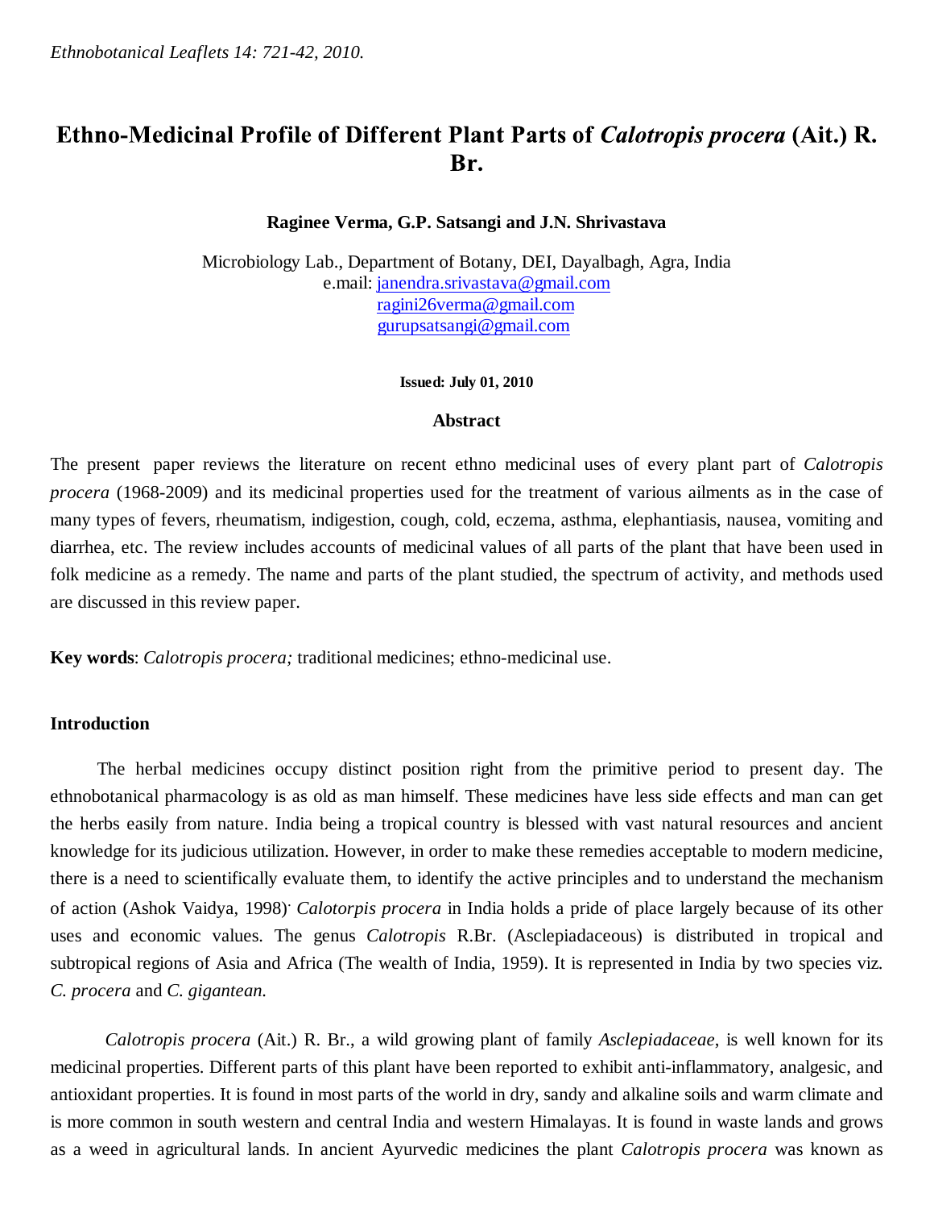*Ethnobotanical Leaflets 14: 721-42, 2010.*

# Ethno-Medicinal Profile of Different Plant Parts of *Calotropis procera* (Ait.) R. Br.

**Raginee Verma, G.P. Satsangi and J.N. Shrivastava**

Microbiology Lab., Department of Botany, DEI, Dayalbagh, Agra, India
e.mail: janendra.srivastava@gmail.com
ragini26verma@gmail.com
gurupsatsangi@gmail.com

**Issued: July 01, 2010**

## Abstract

The present paper reviews the literature on recent ethno medicinal uses of every plant part of *Calotropis procera* (1968-2009) and its medicinal properties used for the treatment of various ailments as in the case of many types of fevers, rheumatism, indigestion, cough, cold, eczema, asthma, elephantiasis, nausea, vomiting and diarrhea, etc. The review includes accounts of medicinal values of all parts of the plant that have been used in folk medicine as a remedy. The name and parts of the plant studied, the spectrum of activity, and methods used are discussed in this review paper.

**Key words**: *Calotropis procera;* traditional medicines; ethno-medicinal use.

## Introduction

The herbal medicines occupy distinct position right from the primitive period to present day. The ethnobotanical pharmacology is as old as man himself. These medicines have less side effects and man can get the herbs easily from nature. India being a tropical country is blessed with vast natural resources and ancient knowledge for its judicious utilization. However, in order to make these remedies acceptable to modern medicine, there is a need to scientifically evaluate them, to identify the active principles and to understand the mechanism of action (Ashok Vaidya, 1998). *Calotorpis procera* in India holds a pride of place largely because of its other uses and economic values. The genus *Calotropis* R.Br. (Asclepiadaceous) is distributed in tropical and subtropical regions of Asia and Africa (The wealth of India, 1959). It is represented in India by two species viz. *C. procera* and *C. gigantean.*

*Calotropis procera* (Ait.) R. Br., a wild growing plant of family *Asclepiadaceae*, is well known for its medicinal properties. Different parts of this plant have been reported to exhibit anti-inflammatory, analgesic, and antioxidant properties. It is found in most parts of the world in dry, sandy and alkaline soils and warm climate and is more common in south western and central India and western Himalayas. It is found in waste lands and grows as a weed in agricultural lands. In ancient Ayurvedic medicines the plant *Calotropis procera* was known as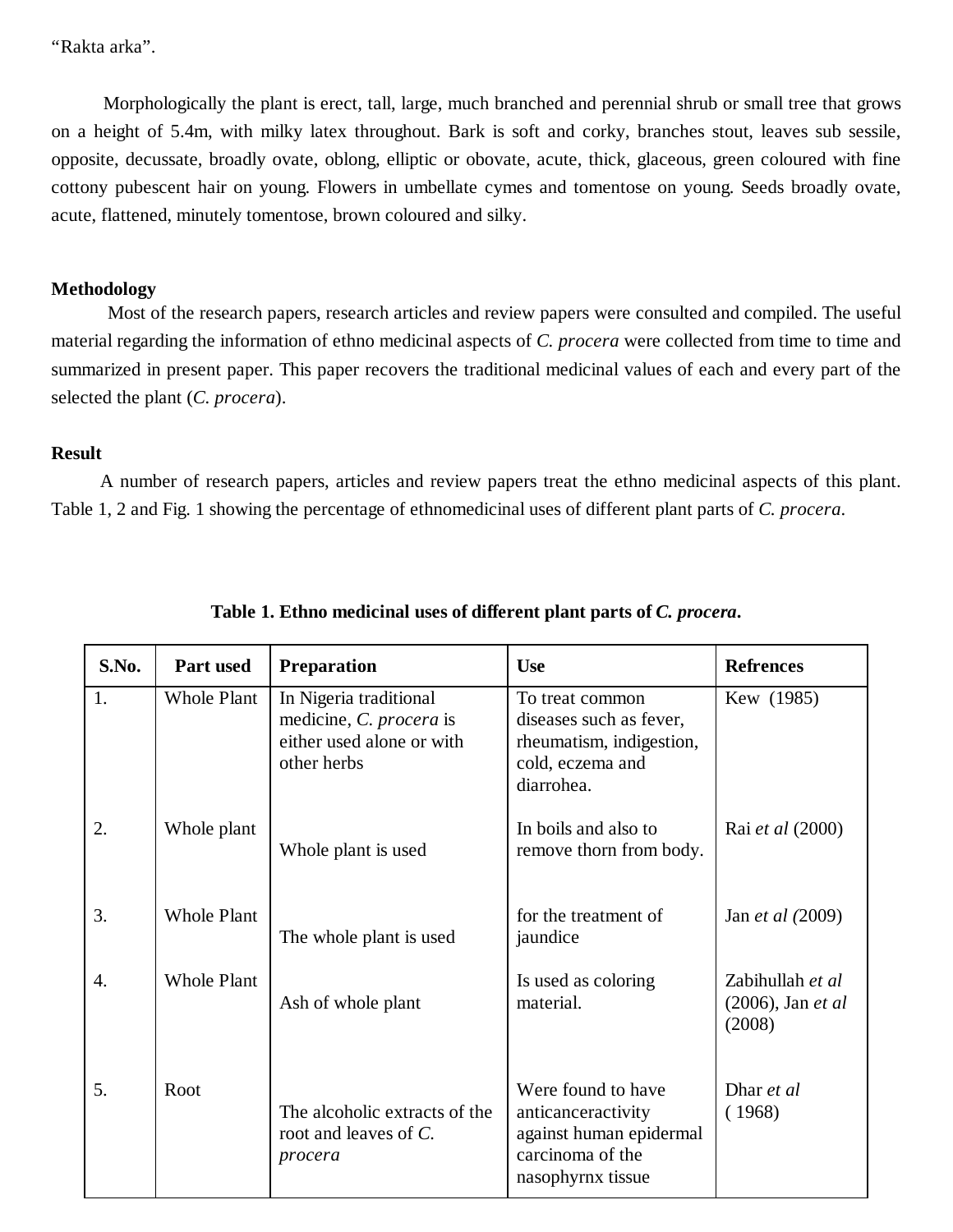“Rakta arka”.

Morphologically the plant is erect, tall, large, much branched and perennial shrub or small tree that grows on a height of 5.4m, with milky latex throughout. Bark is soft and corky, branches stout, leaves sub sessile, opposite, decussate, broadly ovate, oblong, elliptic or obovate, acute, thick, glaceous, green coloured with fine cottony pubescent hair on young. Flowers in umbellate cymes and tomentose on young. Seeds broadly ovate, acute, flattened, minutely tomentose, brown coloured and silky.

**Methodology**

Most of the research papers, research articles and review papers were consulted and compiled. The useful material regarding the information of ethno medicinal aspects of *C. procera* were collected from time to time and summarized in present paper. This paper recovers the traditional medicinal values of each and every part of the selected the plant (*C. procera*).

**Result**

A number of research papers, articles and review papers treat the ethno medicinal aspects of this plant. Table 1, 2 and Fig. 1 showing the percentage of ethnomedicinal uses of different plant parts of *C. procera*.

**Table 1. Ethno medicinal uses of different plant parts of *C. procera*.**

| S.No. | Part used | Preparation | Use | Refrences |
|---|---|---|---|---|
| 1. | Whole Plant | In Nigeria traditional medicine, *C. procera* is either used alone or with other herbs | To treat common diseases such as fever, rheumatism, indigestion, cold, eczema and diarrohea. | Kew (1985) |
| 2. | Whole plant | Whole plant is used | In boils and also to remove thorn from body. | Rai *et al* (2000) |
| 3. | Whole Plant | The whole plant is used | for the treatment of jaundice | Jan *et al (*2009) |
| 4. | Whole Plant | Ash of whole plant | Is used as coloring material. | Zabihullah *et al* (2006), Jan *et al* (2008) |
| 5. | Root | The alcoholic extracts of the root and leaves of *C. procera* | Were found to have anticanceractivity against human epidermal carcinoma of the nasophyrnx tissue | Dhar *et al* ( 1968) |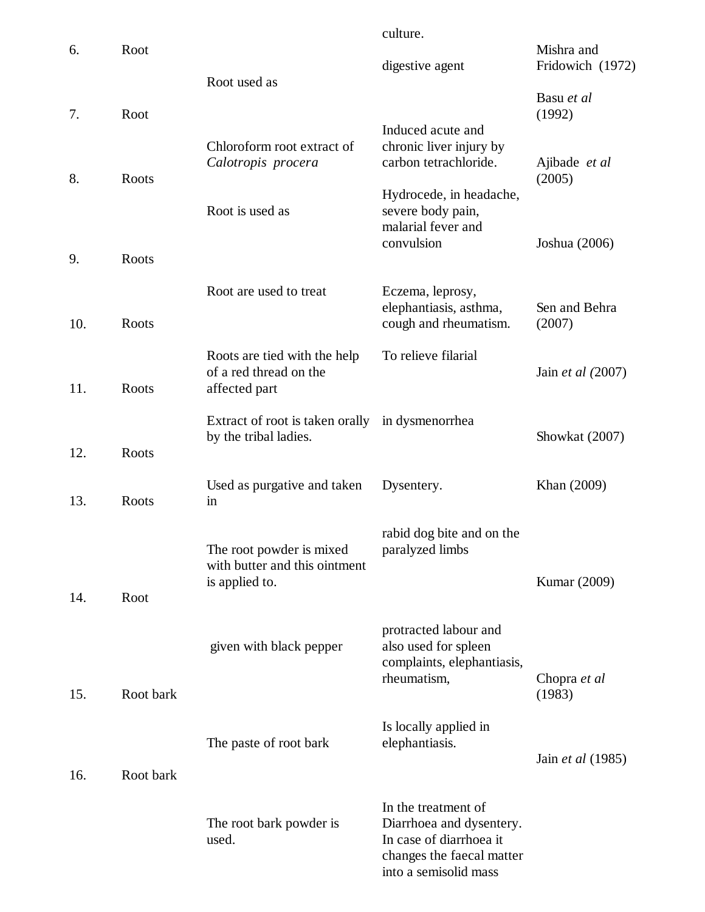| | | | culture. | Mishra and Fridowich (1972) |
|---|---|---|---|---|
| 6. | Root | Root used as | digestive agent | Basu *et al* (1992) |
| 7. | Root | Chloroform root extract of *Calotropis procera* | Induced acute and chronic liver injury by carbon tetrachloride. | Ajibade *et al* (2005) |
| 8. | Roots | Root is used as | Hydrocede, in headache, severe body pain, malarial fever and convulsion | Joshua (2006) |
| 9. | Roots | Root are used to treat | Eczema, leprosy, elephantiasis, asthma, cough and rheumatism. | Sen and Behra (2007) |
| 10. | Roots | Roots are tied with the help of a red thread on the affected part | To relieve filarial | Jain *et al* (2007) |
| 11. | Roots | Extract of root is taken orally by the tribal ladies. | in dysmenorrhea | Showkat (2007) |
| 12. | Roots | Used as purgative and taken in | Dysentery. | Khan (2009) |
| 13. | Roots | The root powder is mixed with butter and this ointment is applied to. | rabid dog bite and on the paralyzed limbs | Kumar (2009) |
| 14. | Root | given with black pepper | protracted labour and also used for spleen complaints, elephantiasis, rheumatism, | Chopra *et al* (1983) |
| 15. | Root bark | The paste of root bark | Is locally applied in elephantiasis. | Jain *et al* (1985) |
| 16. | Root bark | The root bark powder is used. | In the treatment of Diarrhoea and dysentery. In case of diarrhoea it changes the faecal matter into a semisolid mass | |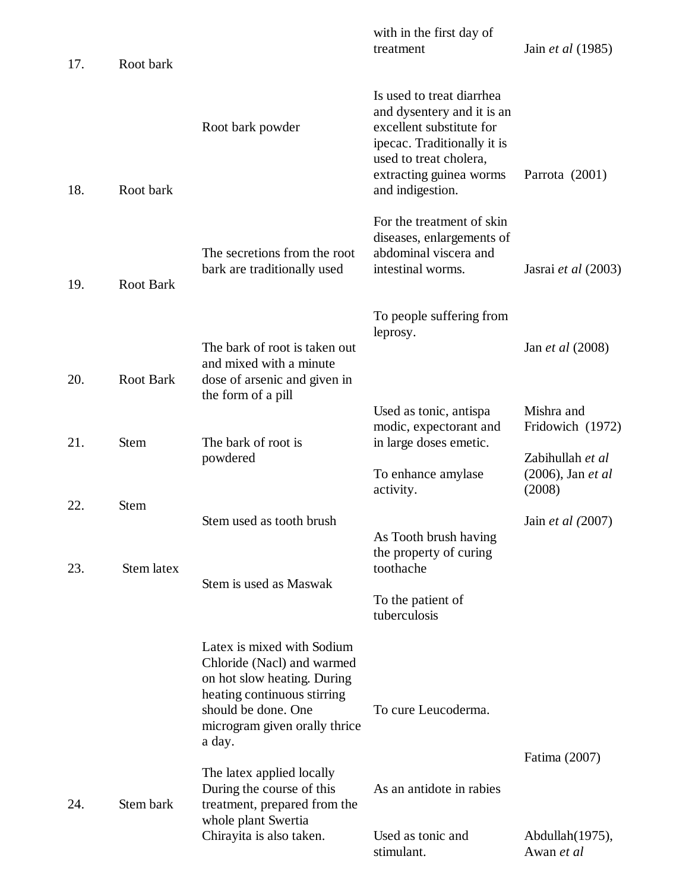| | | | | |
|---|---|---|---|---|
| | | | with in the first day of treatment | Jain *et al* (1985) |
| 17. | Root bark | Root bark powder | Is used to treat diarrhea and dysentery and it is an excellent substitute for ipecac. Traditionally it is used to treat cholera, extracting guinea worms and indigestion. | Parrota (2001) |
| 18. | Root bark | The secretions from the root bark are traditionally used | For the treatment of skin diseases, enlargements of abdominal viscera and intestinal worms. | Jasrai *et al* (2003) |
| 19. | Root Bark | The bark of root is taken out and mixed with a minute dose of arsenic and given in the form of a pill | To people suffering from leprosy. | Jan *et al* (2008) |
| 20. | Root Bark | The bark of root is powdered | Used as tonic, antispa modic, expectorant and in large doses emetic. | Mishra and Fridowich (1972) |
| 21. | Stem | | To enhance amylase activity. | Zabihullah *et al* (2006), Jan *et al* (2008) |
| 22. | Stem | Stem used as tooth brush | As Tooth brush having the property of curing toothache | Jain *et al (*2007) |
| 23. | Stem latex | Stem is used as Maswak | To the patient of tuberculosis | |
| | | Latex is mixed with Sodium Chloride (Nacl) and warmed on hot slow heating. During heating continuous stirring should be done. One microgram given orally thrice a day. | To cure Leucoderma. | Fatima (2007) |
| 24. | Stem bark | The latex applied locally During the course of this treatment, prepared from the whole plant Swertia Chirayita is also taken. | As an antidote in rabies | |
| | | | Used as tonic and stimulant. | Abdullah(1975), Awan *et al* |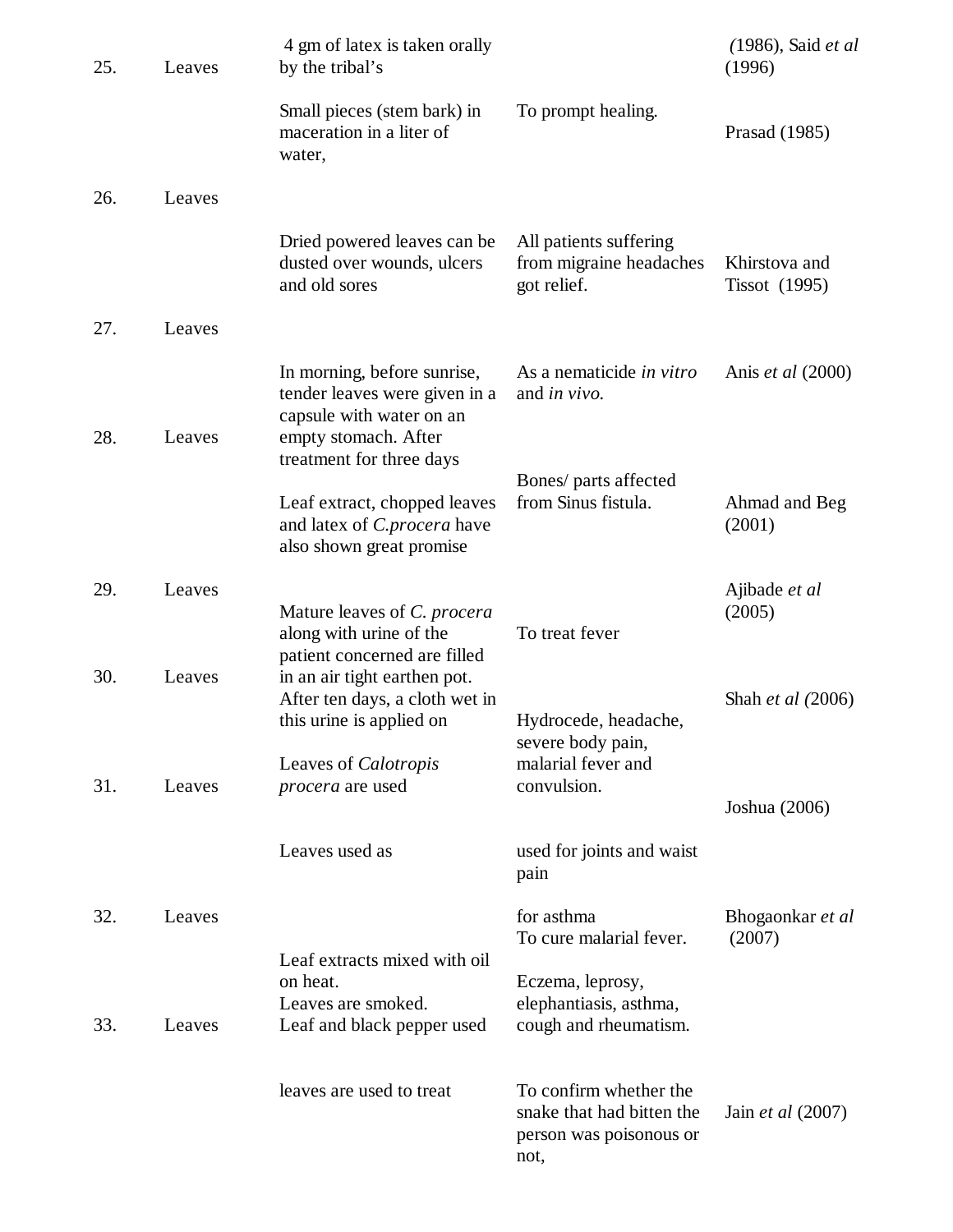| | | | | |
|---|---|---|---|---|
| 25. | Leaves | 4 gm of latex is taken orally by the tribal's | | (1986), Said *et al* (1996) |
| | | Small pieces (stem bark) in maceration in a liter of water, | To prompt healing. | Prasad (1985) |
| 26. | Leaves | | | |
| | | Dried powered leaves can be dusted over wounds, ulcers and old sores | All patients suffering from migraine headaches got relief. | Khirstova and Tissot (1995) |
| 27. | Leaves | | | |
| | | In morning, before sunrise, tender leaves were given in a capsule with water on an empty stomach. After treatment for three days | As a nematicide *in vitro* and *in vivo.* | Anis *et al* (2000) |
| 28. | Leaves | | | |
| | | Leaf extract, chopped leaves and latex of *C.procera* have also shown great promise | Bones/ parts affected from Sinus fistula. | Ahmad and Beg (2001) |
| 29. | Leaves | Mature leaves of *C. procera* along with urine of the patient concerned are filled in an air tight earthen pot. After ten days, a cloth wet in this urine is applied on | To treat fever | Ajibade *et al* (2005) |
| 30. | Leaves | | Hydrocede, headache, severe body pain, malarial fever and convulsion. | Shah *et al (*2006) |
| 31. | Leaves | Leaves of *Calotropis procera* are used | | Joshua (2006) |
| | | Leaves used as | used for joints and waist pain | |
| 32. | Leaves | Leaf extracts mixed with oil on heat. | for asthma<br>To cure malarial fever. | Bhogaonkar *et al* (2007) |
| 33. | Leaves | Leaves are smoked.<br>Leaf and black pepper used | Eczema, leprosy, elephantiasis, asthma, cough and rheumatism. | |
| | | leaves are used to treat | To confirm whether the snake that had bitten the person was poisonous or not, | Jain *et al* (2007) |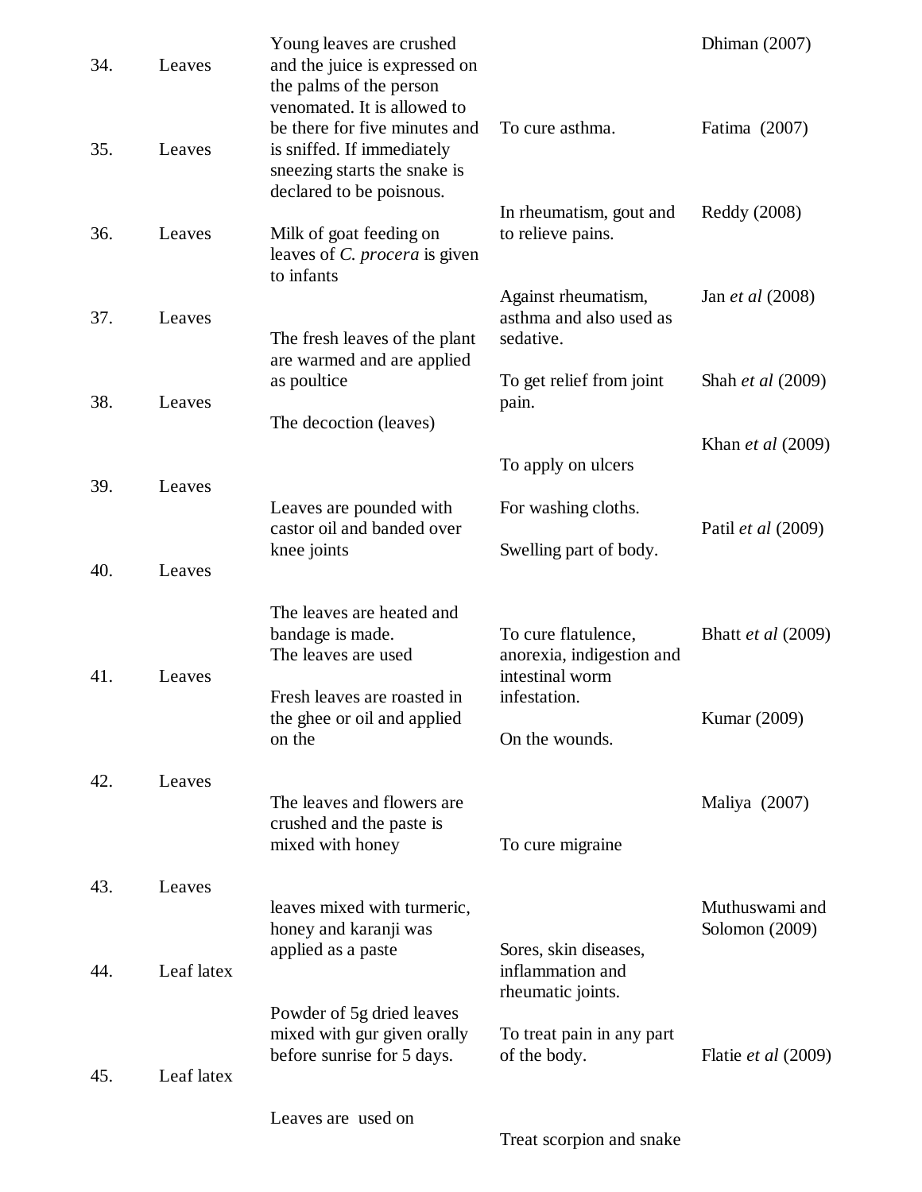| | | | | |
|---|---|---|---|---|
| 34. | Leaves | Young leaves are crushed and the juice is expressed on the palms of the person venomated. It is allowed to be there for five minutes and is sniffed. If immediately sneezing starts the snake is declared to be poisnous. | | Dhiman (2007) |
| 35. | Leaves | | To cure asthma. | Fatima (2007) |
| 36. | Leaves | Milk of goat feeding on leaves of *C. procera* is given to infants | In rheumatism, gout and to relieve pains. | Reddy (2008) |
| 37. | Leaves | The fresh leaves of the plant are warmed and are applied as poultice | Against rheumatism, asthma and also used as sedative. | Jan *et al* (2008) |
| 38. | Leaves | The decoction (leaves) | To get relief from joint pain. | Shah *et al* (2009) |
| 39. | Leaves | Leaves are pounded with castor oil and banded over knee joints | To apply on ulcers<br><br>For washing cloths. | Khan *et al* (2009) |
| 40. | Leaves | The leaves are heated and bandage is made. | Swelling part of body. | Patil *et al* (2009) |
| 41. | Leaves | The leaves are used<br><br>Fresh leaves are roasted in the ghee or oil and applied on the | To cure flatulence, anorexia, indigestion and intestinal worm infestation.<br><br>On the wounds. | Bhatt *et al* (2009)<br><br>Kumar (2009) |
| 42. | Leaves | The leaves and flowers are crushed and the paste is mixed with honey | To cure migraine | Maliya (2007) |
| 43. | Leaves | leaves mixed with turmeric, honey and karanji was applied as a paste | Sores, skin diseases, inflammation and rheumatic joints. | Muthuswami and Solomon (2009) |
| 44. | Leaf latex | Powder of 5g dried leaves mixed with gur given orally before sunrise for 5 days. | To treat pain in any part of the body. | Flatie *et al* (2009) |
| 45. | Leaf latex | Leaves are used on | Treat scorpion and snake | |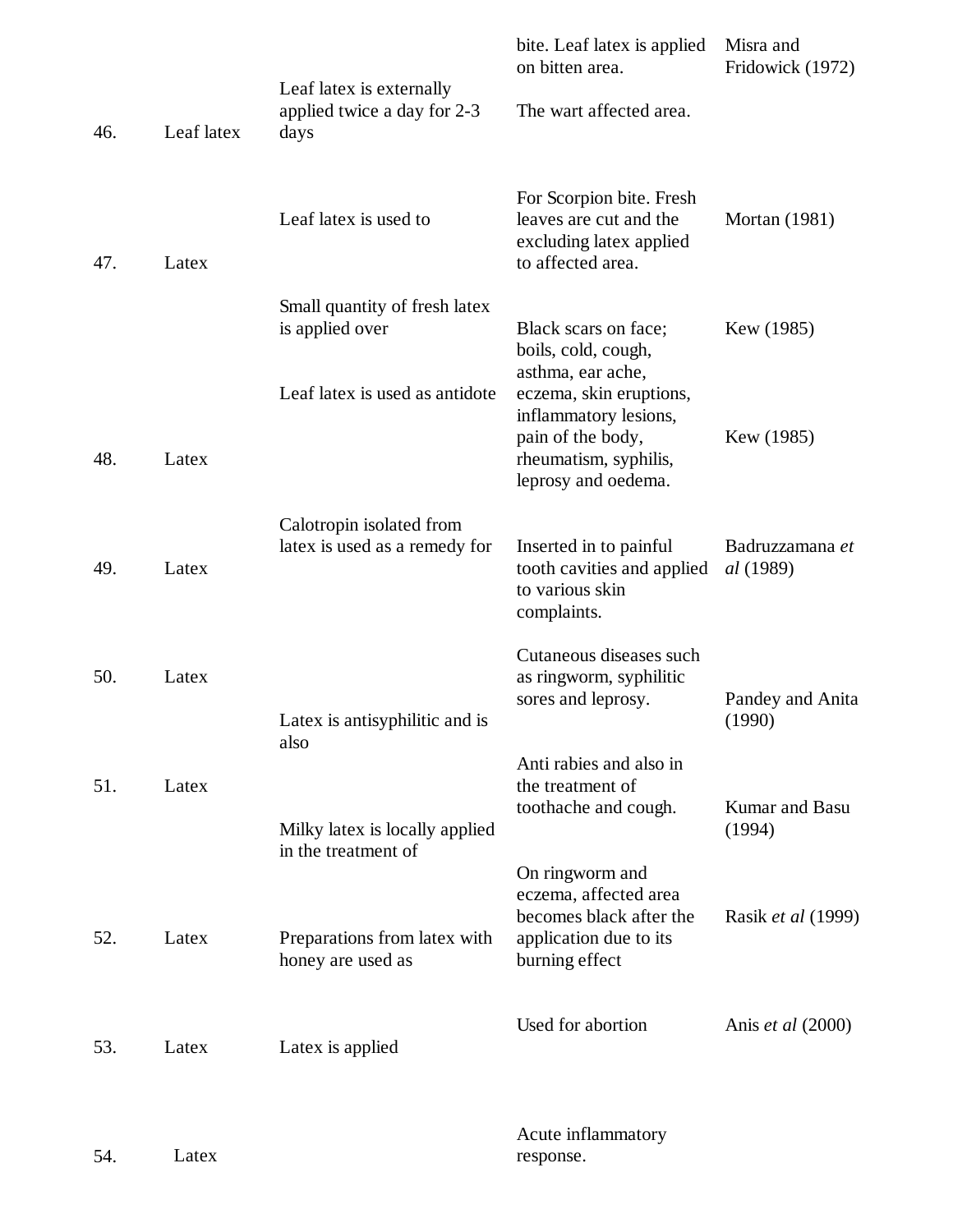| | | | | |
|---|---|---|---|---|
| 46. | Leaf latex | Leaf latex is externally applied twice a day for 2-3 days | bite. Leaf latex is applied on bitten area. The wart affected area. | Misra and Fridowick (1972) |
| 47. | Latex | Leaf latex is used to | For Scorpion bite. Fresh leaves are cut and the excluding latex applied to affected area. | Mortan (1981) |
| 48. | Latex | Small quantity of fresh latex is applied over Leaf latex is used as antidote | Black scars on face; boils, cold, cough, asthma, ear ache, eczema, skin eruptions, inflammatory lesions, pain of the body, rheumatism, syphilis, leprosy and oedema. | Kew (1985) Kew (1985) |
| 49. | Latex | Calotropin isolated from latex is used as a remedy for | Inserted in to painful tooth cavities and applied to various skin complaints. | Badruzzamana *et al* (1989) |
| 50. | Latex | Latex is antisyphilitic and is also | Cutaneous diseases such as ringworm, syphilitic sores and leprosy. | Pandey and Anita (1990) |
| 51. | Latex | Milky latex is locally applied in the treatment of | Anti rabies and also in the treatment of toothache and cough. | Kumar and Basu (1994) |
| 52. | Latex | Preparations from latex with honey are used as | On ringworm and eczema, affected area becomes black after the application due to its burning effect | Rasik *et al* (1999) |
| 53. | Latex | Latex is applied | Used for abortion | Anis *et al* (2000) |
| 54. | Latex | | Acute inflammatory response. | |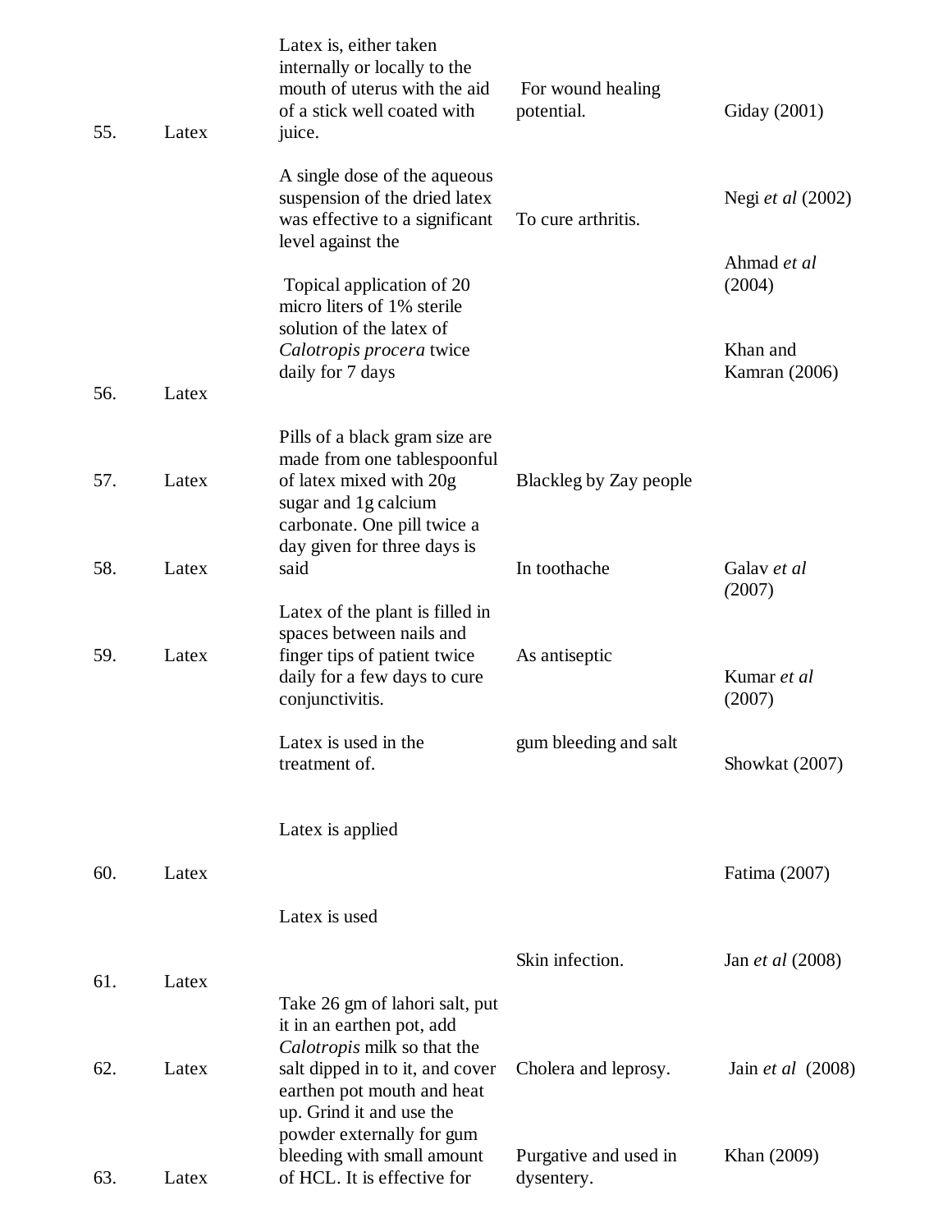| | | | | |
|---|---|---|---|---|
| 55. | Latex | Latex is, either taken internally or locally to the mouth of uterus with the aid of a stick well coated with juice. | For wound healing potential. | Giday (2001) |
| | | A single dose of the aqueous suspension of the dried latex was effective to a significant level against the | To cure arthritis. | Negi *et al* (2002) |
| | | | | Ahmad *et al* (2004) |
| 56. | Latex | Topical application of 20 micro liters of 1% sterile solution of the latex of *Calotropis procera* twice daily for 7 days | | Khan and Kamran (2006) |
| 57. | Latex | Pills of a black gram size are made from one tablespoonful of latex mixed with 20g sugar and 1g calcium carbonate. One pill twice a day given for three days is said | Blackleg by Zay people | |
| 58. | Latex | | In toothache | Galav *et al (*2007) |
| 59. | Latex | Latex of the plant is filled in spaces between nails and finger tips of patient twice daily for a few days to cure conjunctivitis. | As antiseptic | Kumar *et al* (2007) |
| | | Latex is used in the treatment of. | gum bleeding and salt | Showkat (2007) |
| | | Latex is applied | | |
| 60. | Latex | | | Fatima (2007) |
| | | Latex is used | | |
| 61. | Latex | | Skin infection. | Jan *et al* (2008) |
| 62. | Latex | Take 26 gm of lahori salt, put it in an earthen pot, add *Calotropis* milk so that the salt dipped in to it, and cover earthen pot mouth and heat up. Grind it and use the powder externally for gum bleeding with small amount of HCL. It is effective for | Cholera and leprosy. | Jain *et al* (2008) |
| 63. | Latex | | Purgative and used in dysentery. | Khan (2009) |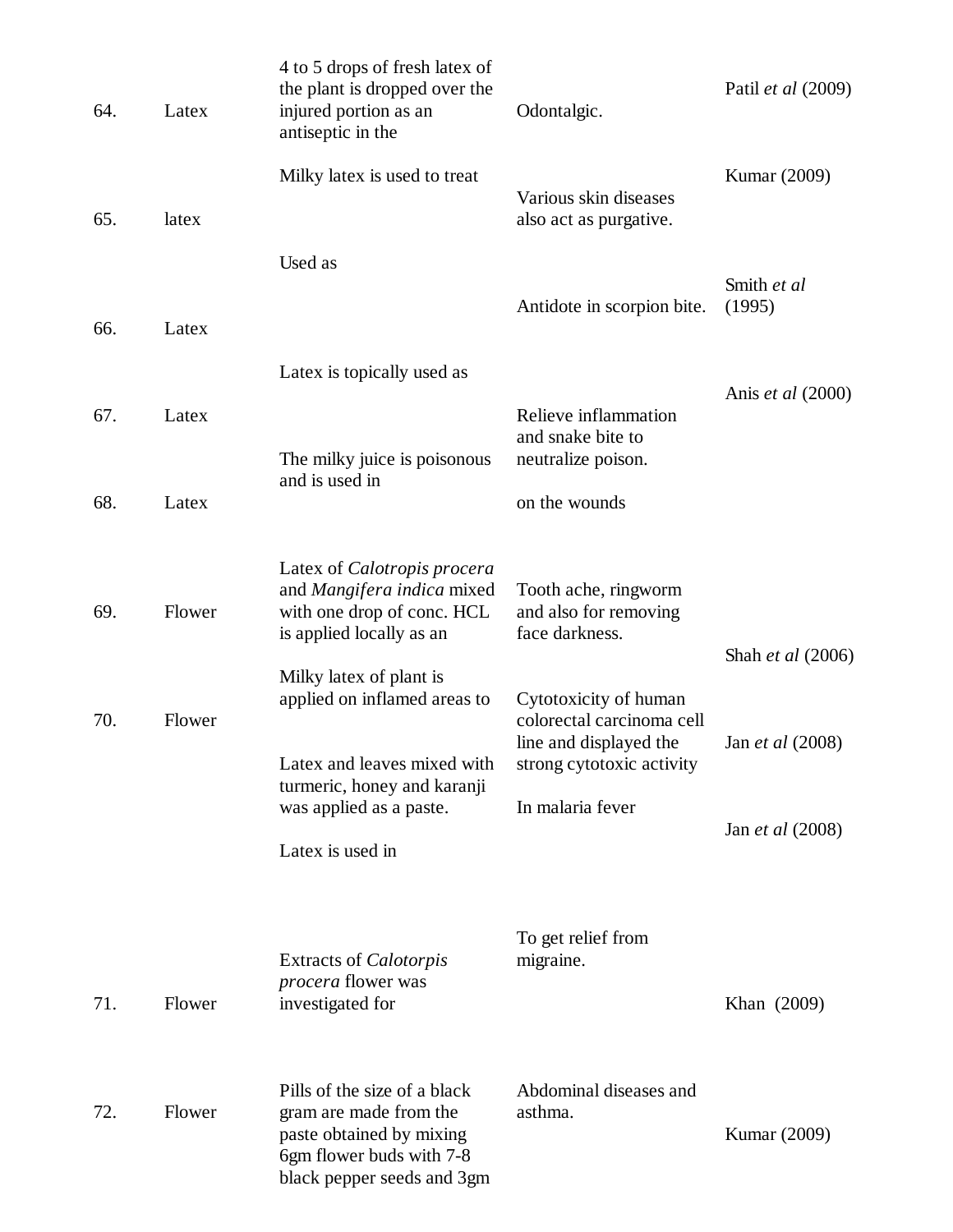| 64. | Latex | 4 to 5 drops of fresh latex of the plant is dropped over the injured portion as an antiseptic in the | Odontalgic. | Patil *et al* (2009) |
|---|---|---|---|---|
| 65. | latex | Milky latex is used to treat | Various skin diseases also act as purgative. | Kumar (2009) |
| 66. | Latex | Used as | Antidote in scorpion bite. | Smith *et al* (1995) |
| 67. | Latex | Latex is topically used as | Relieve inflammation and snake bite to neutralize poison. | Anis *et al* (2000) |
| 68. | Latex | The milky juice is poisonous and is used in | on the wounds | |
| 69. | Flower | Latex of *Calotropis procera* and *Mangifera indica* mixed with one drop of conc. HCL is applied locally as an | Tooth ache, ringworm and also for removing face darkness. | Shah *et al* (2006) |
| 70. | Flower | Milky latex of plant is applied on inflamed areas to<br><br>Latex and leaves mixed with turmeric, honey and karanji was applied as a paste.<br><br>Latex is used in | Cytotoxicity of human colorectal carcinoma cell line and displayed the strong cytotoxic activity<br><br>In malaria fever | Jan *et al* (2008)<br><br>Jan *et al* (2008) |
| 71. | Flower | Extracts of *Calotorpis procera* flower was investigated for | To get relief from migraine. | Khan (2009) |
| 72. | Flower | Pills of the size of a black gram are made from the paste obtained by mixing 6gm flower buds with 7-8 black pepper seeds and 3gm | Abdominal diseases and asthma. | Kumar (2009) |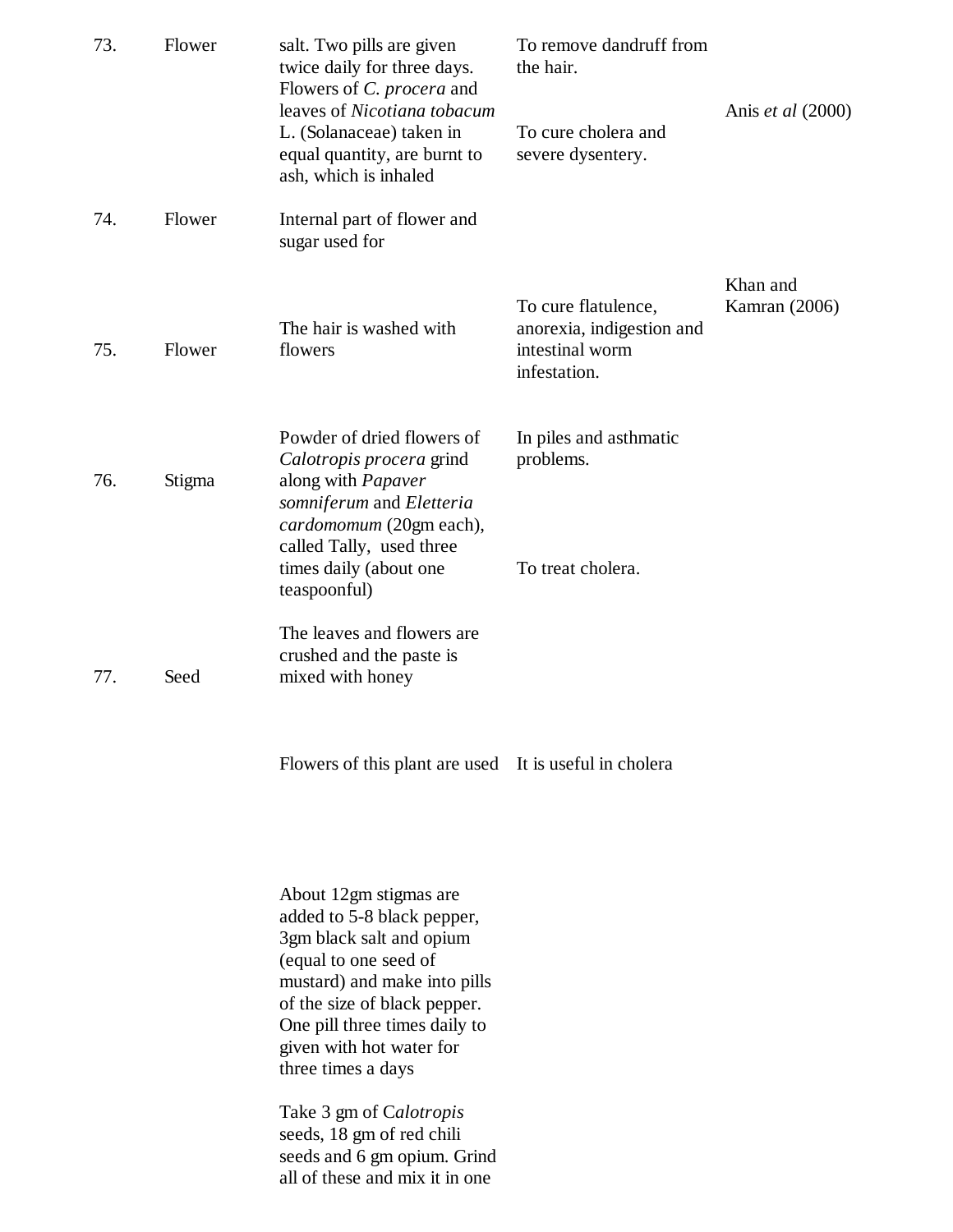| | | | | |
|---|---|---|---|---|
| 73. | Flower | salt. Two pills are given twice daily for three days. Flowers of *C. procera* and leaves of *Nicotiana tobacum* L. (Solanaceae) taken in equal quantity, are burnt to ash, which is inhaled | To remove dandruff from the hair.<br><br>To cure cholera and severe dysentery. | Anis *et al* (2000) |
| 74. | Flower | Internal part of flower and sugar used for | | Khan and Kamran (2006) |
| 75. | Flower | The hair is washed with flowers | To cure flatulence, anorexia, indigestion and intestinal worm infestation. | |
| 76. | Stigma | Powder of dried flowers of *Calotropis procera* grind along with *Papaver somniferum* and *Eletteria cardomomum* (20gm each), called Tally, used three times daily (about one teaspoonful) | In piles and asthmatic problems.<br><br>To treat cholera. | |
| 77. | Seed | The leaves and flowers are crushed and the paste is mixed with honey | | |
| | | Flowers of this plant are used | It is useful in cholera | |
| | | About 12gm stigmas are added to 5-8 black pepper, 3gm black salt and opium (equal to one seed of mustard) and make into pills of the size of black pepper. One pill three times daily to given with hot water for three times a days | | |
| | | Take 3 gm of C*alotropis* seeds, 18 gm of red chili seeds and 6 gm opium. Grind all of these and mix it in one | | |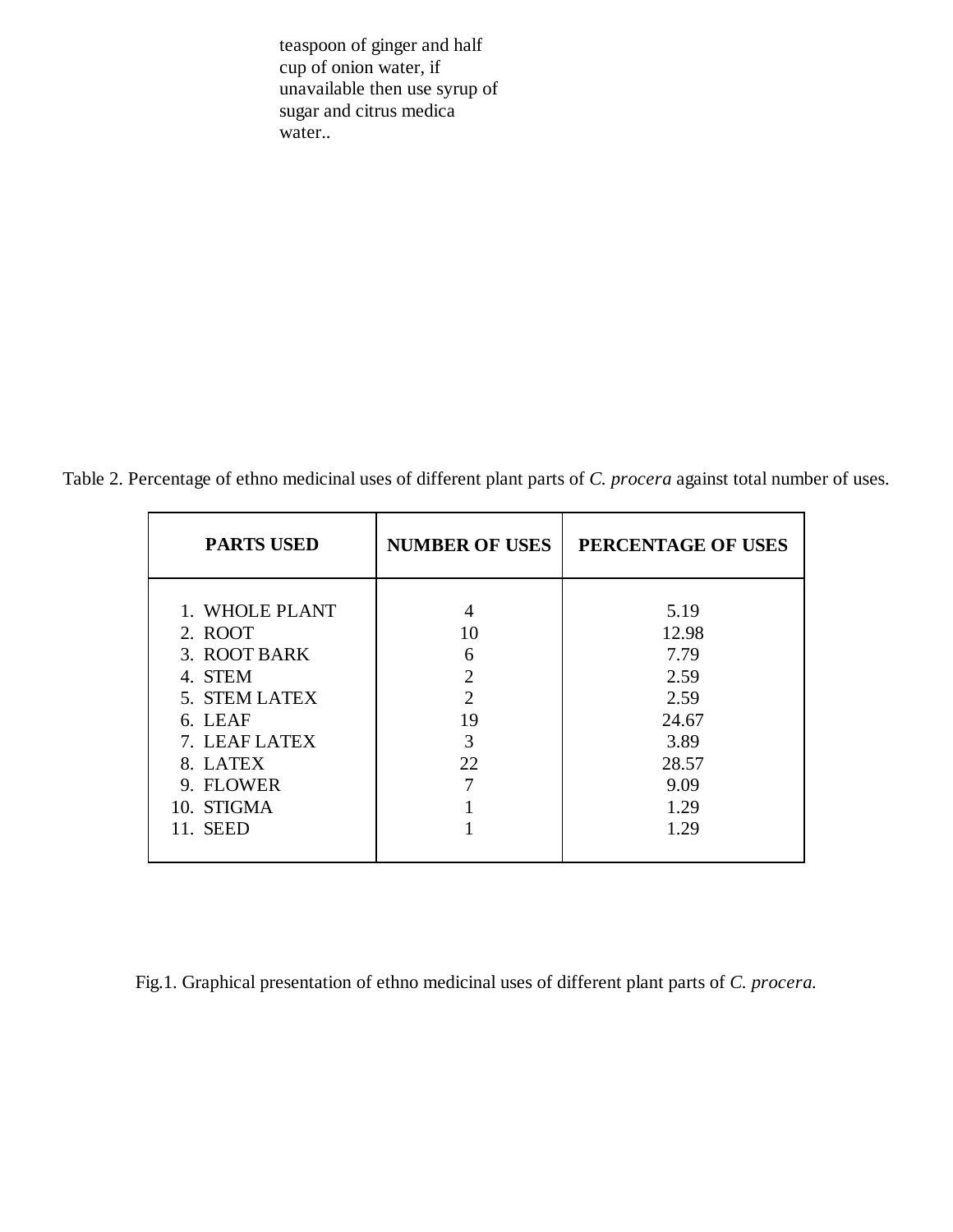teaspoon of ginger and half cup of onion water, if unavailable then use syrup of sugar and citrus medica water..

Table 2. Percentage of ethno medicinal uses of different plant parts of *C. procera* against total number of uses.

| PARTS USED | NUMBER OF USES | PERCENTAGE OF USES |
|---|---|---|
| 1. WHOLE PLANT | 4 | 5.19 |
| 2. ROOT | 10 | 12.98 |
| 3. ROOT BARK | 6 | 7.79 |
| 4. STEM | 2 | 2.59 |
| 5. STEM LATEX | 2 | 2.59 |
| 6. LEAF | 19 | 24.67 |
| 7. LEAF LATEX | 3 | 3.89 |
| 8. LATEX | 22 | 28.57 |
| 9. FLOWER | 7 | 9.09 |
| 10. STIGMA | 1 | 1.29 |
| 11. SEED | 1 | 1.29 |

Fig.1. Graphical presentation of ethno medicinal uses of different plant parts of *C. procera.*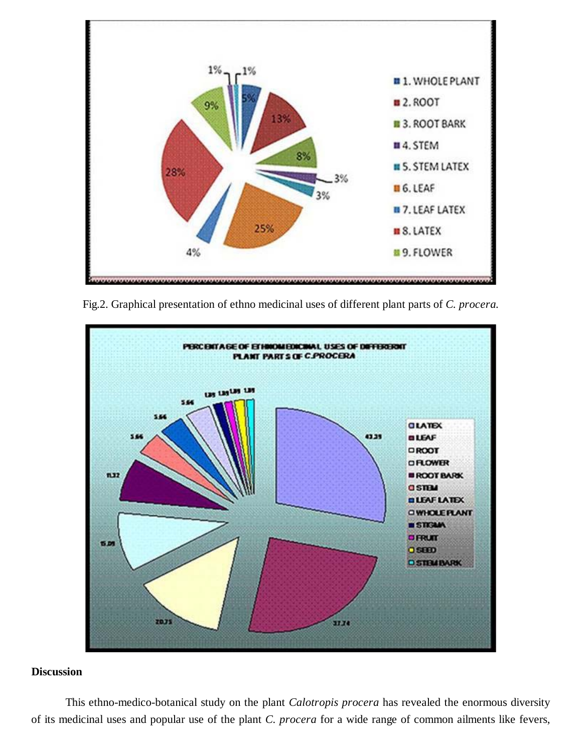1%
1%
5%
13%
8%
3%
3%
25%
4%
28%
9%

1. WHOLE PLANT
2. ROOT
3. ROOT BARK
4. STEM
5. STEM LATEX
6. LEAF
7. LEAF LATEX
8. LATEX
9. FLOWER

Fig.2. Graphical presentation of ethno medicinal uses of different plant parts of *C. procera.*

PERCENTAGE OF ETHNOMEDICINAL USES OF DIFFERERNT PLANT PARTS OF C.PROCERA

43.39
37.74
20.75
15.09
11.32
5.66
5.66
5.66
1.89 1.89 1.89 1.89

LATEX
LEAF
ROOT
FLOWER
ROOT BARK
STEM
LEAF LATEX
WHOLE PLANT
STIGMA
FRUIT
SEED
STEM BARK

**Discussion**

This ethno-medico-botanical study on the plant *Calotropis procera* has revealed the enormous diversity of its medicinal uses and popular use of the plant *C. procera* for a wide range of common ailments like fevers,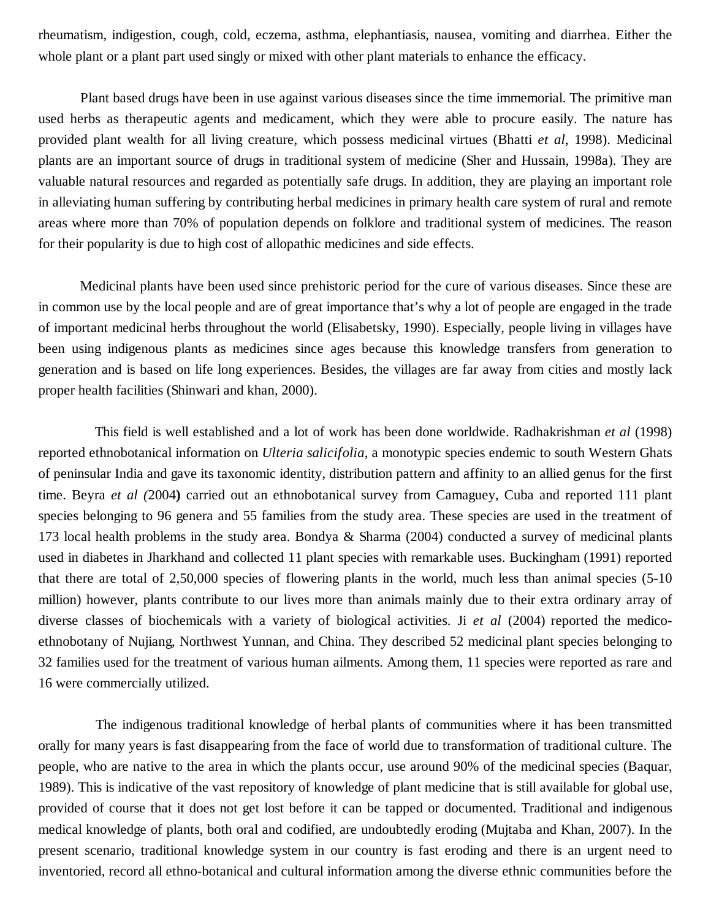rheumatism, indigestion, cough, cold, eczema, asthma, elephantiasis, nausea, vomiting and diarrhea. Either the whole plant or a plant part used singly or mixed with other plant materials to enhance the efficacy.

Plant based drugs have been in use against various diseases since the time immemorial. The primitive man used herbs as therapeutic agents and medicament, which they were able to procure easily. The nature has provided plant wealth for all living creature, which possess medicinal virtues (Bhatti *et al*, 1998). Medicinal plants are an important source of drugs in traditional system of medicine (Sher and Hussain, 1998a). They are valuable natural resources and regarded as potentially safe drugs. In addition, they are playing an important role in alleviating human suffering by contributing herbal medicines in primary health care system of rural and remote areas where more than 70% of population depends on folklore and traditional system of medicines. The reason for their popularity is due to high cost of allopathic medicines and side effects.

Medicinal plants have been used since prehistoric period for the cure of various diseases. Since these are in common use by the local people and are of great importance that's why a lot of people are engaged in the trade of important medicinal herbs throughout the world (Elisabetsky, 1990). Especially, people living in villages have been using indigenous plants as medicines since ages because this knowledge transfers from generation to generation and is based on life long experiences. Besides, the villages are far away from cities and mostly lack proper health facilities (Shinwari and khan, 2000).

This field is well established and a lot of work has been done worldwide. Radhakrishman *et al* (1998) reported ethnobotanical information on *Ulteria salicifolia*, a monotypic species endemic to south Western Ghats of peninsular India and gave its taxonomic identity, distribution pattern and affinity to an allied genus for the first time. Beyra *et al (*2004**)** carried out an ethnobotanical survey from Camaguey, Cuba and reported 111 plant species belonging to 96 genera and 55 families from the study area. These species are used in the treatment of 173 local health problems in the study area. Bondya & Sharma (2004) conducted a survey of medicinal plants used in diabetes in Jharkhand and collected 11 plant species with remarkable uses. Buckingham (1991) reported that there are total of 2,50,000 species of flowering plants in the world, much less than animal species (5-10 million) however, plants contribute to our lives more than animals mainly due to their extra ordinary array of diverse classes of biochemicals with a variety of biological activities. Ji *et al* (2004) reported the medico-ethnobotany of Nujiang, Northwest Yunnan, and China. They described 52 medicinal plant species belonging to 32 families used for the treatment of various human ailments. Among them, 11 species were reported as rare and 16 were commercially utilized.

The indigenous traditional knowledge of herbal plants of communities where it has been transmitted orally for many years is fast disappearing from the face of world due to transformation of traditional culture. The people, who are native to the area in which the plants occur, use around 90% of the medicinal species (Baquar, 1989). This is indicative of the vast repository of knowledge of plant medicine that is still available for global use, provided of course that it does not get lost before it can be tapped or documented. Traditional and indigenous medical knowledge of plants, both oral and codified, are undoubtedly eroding (Mujtaba and Khan, 2007). In the present scenario, traditional knowledge system in our country is fast eroding and there is an urgent need to inventoried, record all ethno-botanical and cultural information among the diverse ethnic communities before the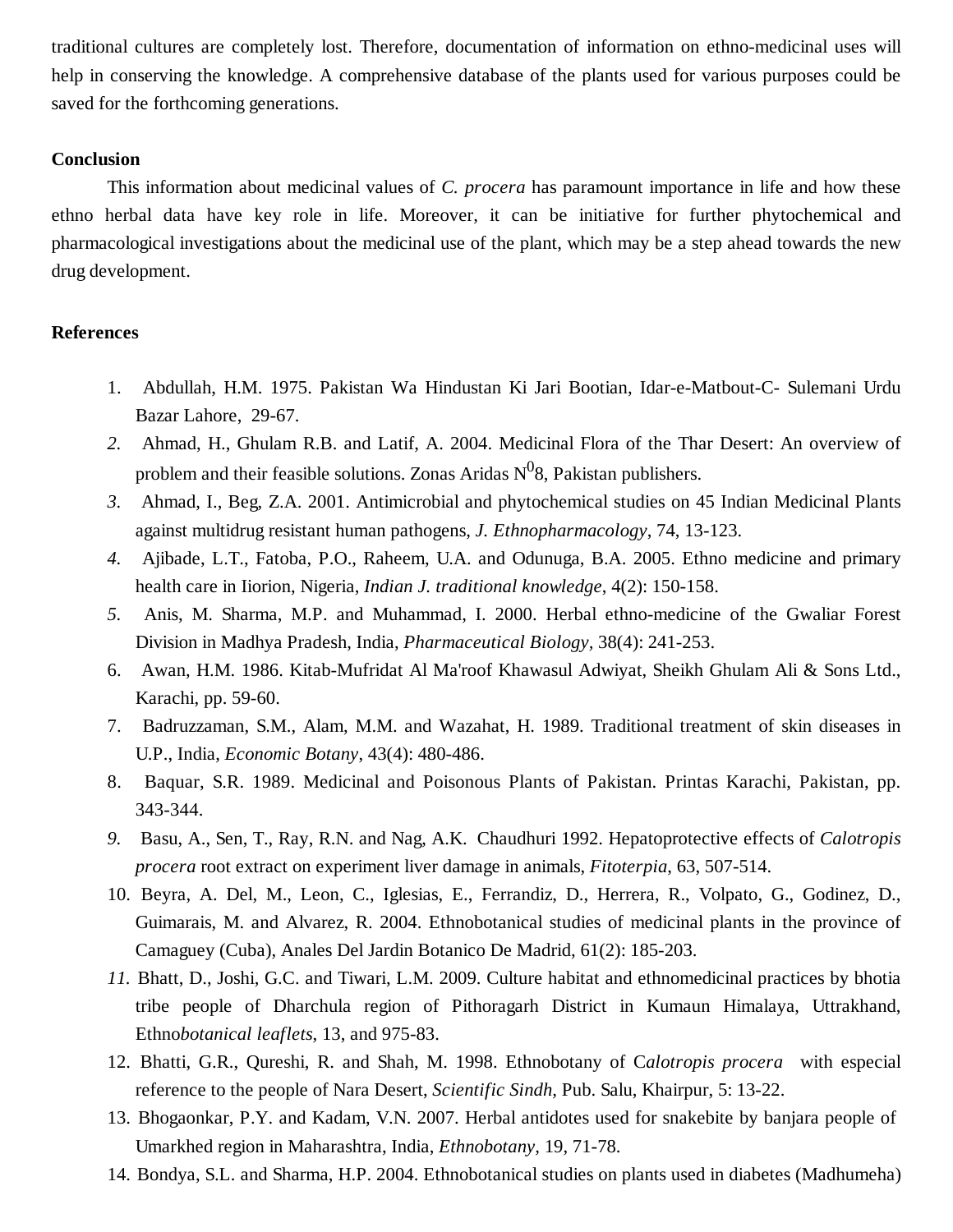traditional cultures are completely lost. Therefore, documentation of information on ethno-medicinal uses will help in conserving the knowledge. A comprehensive database of the plants used for various purposes could be saved for the forthcoming generations.

**Conclusion**

This information about medicinal values of *C. procera* has paramount importance in life and how these ethno herbal data have key role in life. Moreover, it can be initiative for further phytochemical and pharmacological investigations about the medicinal use of the plant, which may be a step ahead towards the new drug development.

**References**

1. Abdullah, H.M. 1975. Pakistan Wa Hindustan Ki Jari Bootian, Idar-e-Matbout-C- Sulemani Urdu Bazar Lahore, 29-67.
2. Ahmad, H., Ghulam R.B. and Latif, A. 2004. Medicinal Flora of the Thar Desert: An overview of problem and their feasible solutions. Zonas Aridas N$^{0}$8, Pakistan publishers.
3. Ahmad, I., Beg, Z.A. 2001. Antimicrobial and phytochemical studies on 45 Indian Medicinal Plants against multidrug resistant human pathogens, *J. Ethnopharmacology*, 74, 13-123.
4. Ajibade, L.T., Fatoba, P.O., Raheem, U.A. and Odunuga, B.A. 2005. Ethno medicine and primary health care in Iiorion, Nigeria, *Indian J. traditional knowledge*, 4(2): 150-158.
5. Anis, M. Sharma, M.P. and Muhammad, I. 2000. Herbal ethno-medicine of the Gwaliar Forest Division in Madhya Pradesh, India, *Pharmaceutical Biology,* 38(4): 241-253.
6. Awan, H.M. 1986. Kitab-Mufridat Al Ma'roof Khawasul Adwiyat, Sheikh Ghulam Ali & Sons Ltd., Karachi, pp. 59-60.
7. Badruzzaman, S.M., Alam, M.M. and Wazahat, H. 1989. Traditional treatment of skin diseases in U.P., India, *Economic Botany*, 43(4): 480-486.
8. Baquar, S.R. 1989. Medicinal and Poisonous Plants of Pakistan. Printas Karachi, Pakistan, pp. 343-344.
9. Basu, A., Sen, T., Ray, R.N. and Nag, A.K. Chaudhuri 1992. Hepatoprotective effects of *Calotropis procera* root extract on experiment liver damage in animals, *Fitoterpia*, 63, 507-514.
10. Beyra, A. Del, M., Leon, C., Iglesias, E., Ferrandiz, D., Herrera, R., Volpato, G., Godinez, D., Guimarais, M. and Alvarez, R. 2004. Ethnobotanical studies of medicinal plants in the province of Camaguey (Cuba), Anales Del Jardin Botanico De Madrid, 61(2): 185-203.
11. Bhatt, D., Joshi, G.C. and Tiwari, L.M. 2009. Culture habitat and ethnomedicinal practices by bhotia tribe people of Dharchula region of Pithoragarh District in Kumaun Himalaya, Uttrakhand, Ethno*botanical leaflets*, 13, and 975-83.
12. Bhatti, G.R., Qureshi, R. and Shah, M. 1998. Ethnobotany of C*alotropis procera* with especial reference to the people of Nara Desert, *Scientific Sindh*, Pub. Salu, Khairpur, 5: 13-22.
13. Bhogaonkar, P.Y. and Kadam, V.N. 2007. Herbal antidotes used for snakebite by banjara people of Umarkhed region in Maharashtra, India, *Ethnobotany,* 19, 71-78.
14. Bondya, S.L. and Sharma, H.P. 2004. Ethnobotanical studies on plants used in diabetes (Madhumeha)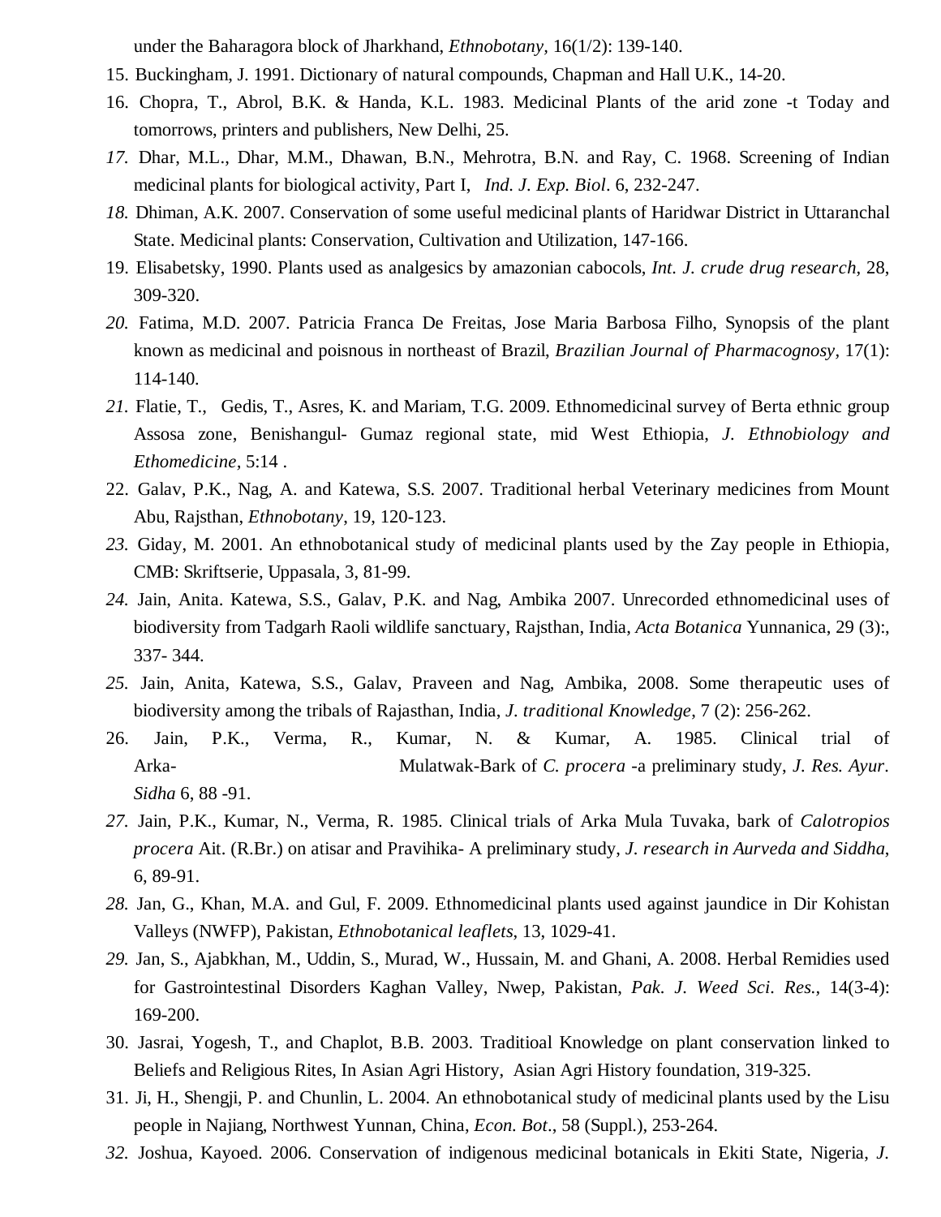under the Baharagora block of Jharkhand, *Ethnobotany*, 16(1/2): 139-140.

15. Buckingham, J. 1991. Dictionary of natural compounds, Chapman and Hall U.K., 14-20.
16. Chopra, T., Abrol, B.K. & Handa, K.L. 1983. Medicinal Plants of the arid zone -t Today and tomorrows, printers and publishers, New Delhi, 25.
17. Dhar, M.L., Dhar, M.M., Dhawan, B.N., Mehrotra, B.N. and Ray, C. 1968. Screening of Indian medicinal plants for biological activity, Part I, *Ind. J. Exp. Biol*. 6, 232-247.
18. Dhiman, A.K. 2007. Conservation of some useful medicinal plants of Haridwar District in Uttaranchal State. Medicinal plants: Conservation, Cultivation and Utilization, 147-166.
19. Elisabetsky, 1990. Plants used as analgesics by amazonian cabocols, *Int. J. crude drug research*, 28, 309-320.
20. Fatima, M.D. 2007. Patricia Franca De Freitas, Jose Maria Barbosa Filho, Synopsis of the plant known as medicinal and poisnous in northeast of Brazil, *Brazilian Journal of Pharmacognosy*, 17(1): 114-140.
21. Flatie, T., Gedis, T., Asres, K. and Mariam, T.G. 2009. Ethnomedicinal survey of Berta ethnic group Assosa zone, Benishangul- Gumaz regional state, mid West Ethiopia, *J. Ethnobiology and Ethomedicine*, 5:14 .
22. Galav, P.K., Nag, A. and Katewa, S.S. 2007. Traditional herbal Veterinary medicines from Mount Abu, Rajsthan, *Ethnobotany*, 19, 120-123.
23. Giday, M. 2001. An ethnobotanical study of medicinal plants used by the Zay people in Ethiopia, CMB: Skriftserie, Uppasala, 3, 81-99.
24. Jain, Anita. Katewa, S.S., Galav, P.K. and Nag, Ambika 2007. Unrecorded ethnomedicinal uses of biodiversity from Tadgarh Raoli wildlife sanctuary, Rajsthan, India, *Acta Botanica* Yunnanica, 29 (3):, 337- 344.
25. Jain, Anita, Katewa, S.S., Galav, Praveen and Nag, Ambika, 2008. Some therapeutic uses of biodiversity among the tribals of Rajasthan, India, *J. traditional Knowledge*, 7 (2): 256-262.
26. Jain, P.K., Verma, R., Kumar, N. & Kumar, A. 1985. Clinical trial of Arka- Mulatwak-Bark of *C. procera* -a preliminary study, *J. Res. Ayur. Sidha* 6, 88 -91.
27. Jain, P.K., Kumar, N., Verma, R. 1985. Clinical trials of Arka Mula Tuvaka, bark of *Calotropios procera* Ait. (R.Br.) on atisar and Pravihika- A preliminary study, *J. research in Aurveda and Siddha*, 6, 89-91.
28. Jan, G., Khan, M.A. and Gul, F. 2009. Ethnomedicinal plants used against jaundice in Dir Kohistan Valleys (NWFP), Pakistan, *Ethnobotanical leaflets*, 13, 1029-41.
29. Jan, S., Ajabkhan, M., Uddin, S., Murad, W., Hussain, M. and Ghani, A. 2008. Herbal Remidies used for Gastrointestinal Disorders Kaghan Valley, Nwep, Pakistan, *Pak. J. Weed Sci. Res.*, 14(3-4): 169-200.
30. Jasrai, Yogesh, T., and Chaplot, B.B. 2003. Traditioal Knowledge on plant conservation linked to Beliefs and Religious Rites, In Asian Agri History, Asian Agri History foundation, 319-325.
31. Ji, H., Shengji, P. and Chunlin, L. 2004. An ethnobotanical study of medicinal plants used by the Lisu people in Najiang, Northwest Yunnan, China, *Econ. Bot*., 58 (Suppl.), 253-264.
32. Joshua, Kayoed. 2006. Conservation of indigenous medicinal botanicals in Ekiti State, Nigeria, *J.*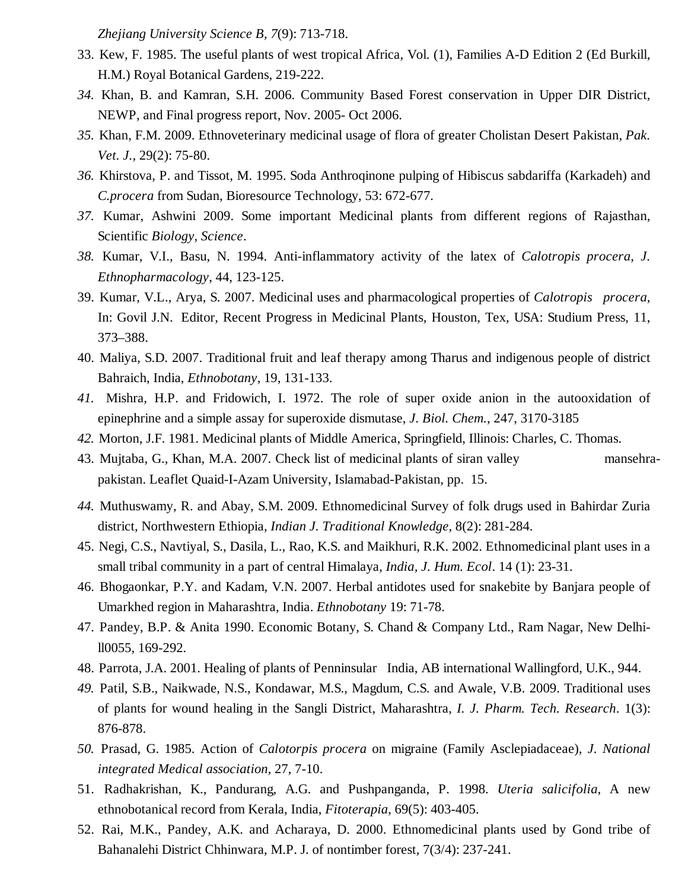*Zhejiang University Science B*, *7*(9): 713-718.

33. Kew, F. 1985. The useful plants of west tropical Africa, Vol. (1), Families A-D Edition 2 (Ed Burkill, H.M.) Royal Botanical Gardens, 219-222.
34. Khan, B. and Kamran, S.H. 2006. Community Based Forest conservation in Upper DIR District, NEWP, and Final progress report, Nov. 2005- Oct 2006.
35. Khan, F.M. 2009. Ethnoveterinary medicinal usage of flora of greater Cholistan Desert Pakistan, *Pak. Vet. J.*, 29(2): 75-80.
36. Khirstova, P. and Tissot, M. 1995. Soda Anthroqinone pulping of Hibiscus sabdariffa (Karkadeh) and *C.procera* from Sudan, Bioresource Technology, 53: 672-677.
37. Kumar, Ashwini 2009. Some important Medicinal plants from different regions of Rajasthan, Scientific *Biology, Science*.
38. Kumar, V.I., Basu, N. 1994. Anti-inflammatory activity of the latex of *Calotropis procera*, *J. Ethnopharmacology*, 44, 123-125.
39. Kumar, V.L., Arya, S. 2007. Medicinal uses and pharmacological properties of *Calotropis procera*, In: Govil J.N. Editor, Recent Progress in Medicinal Plants, Houston, Tex, USA: Studium Press, 11, 373–388.
40. Maliya, S.D. 2007. Traditional fruit and leaf therapy among Tharus and indigenous people of district Bahraich, India, *Ethnobotany*, 19, 131-133.
41. Mishra, H.P. and Fridowich, I. 1972. The role of super oxide anion in the autooxidation of epinephrine and a simple assay for superoxide dismutase, *J. Biol. Chem.*, 247, 3170-3185
42. Morton, J.F. 1981. Medicinal plants of Middle America, Springfield, Illinois: Charles, C. Thomas.
43. Mujtaba, G., Khan, M.A. 2007. Check list of medicinal plants of siran valley mansehra-pakistan. Leaflet Quaid-I-Azam University, Islamabad-Pakistan, pp. 15.
44. Muthuswamy, R. and Abay, S.M. 2009. Ethnomedicinal Survey of folk drugs used in Bahirdar Zuria district, Northwestern Ethiopia, *Indian J. Traditional Knowledge*, 8(2): 281-284.
45. Negi, C.S., Navtiyal, S., Dasila, L., Rao, K.S. and Maikhuri, R.K. 2002. Ethnomedicinal plant uses in a small tribal community in a part of central Himalaya, *India, J. Hum. Ecol*. 14 (1): 23-31.
46. Bhogaonkar, P.Y. and Kadam, V.N. 2007. Herbal antidotes used for snakebite by Banjara people of Umarkhed region in Maharashtra, India. *Ethnobotany* 19: 71-78.
47. Pandey, B.P. & Anita 1990. Economic Botany, S. Chand & Company Ltd., Ram Nagar, New Delhi-ll0055, 169-292.
48. Parrota, J.A. 2001. Healing of plants of Penninsular India, AB international Wallingford, U.K., 944.
49. Patil, S.B., Naikwade, N.S., Kondawar, M.S., Magdum, C.S. and Awale, V.B. 2009. Traditional uses of plants for wound healing in the Sangli District, Maharashtra, *I. J. Pharm. Tech. Research*. 1(3): 876-878.
50. Prasad, G. 1985. Action of *Calotorpis procera* on migraine (Family Asclepiadaceae), *J. National integrated Medical association*, 27, 7-10.
51. Radhakrishan, K., Pandurang, A.G. and Pushpanganda, P. 1998. *Uteria salicifolia*, A new ethnobotanical record from Kerala, India, *Fitoterapia*, 69(5): 403-405.
52. Rai, M.K., Pandey, A.K. and Acharaya, D. 2000. Ethnomedicinal plants used by Gond tribe of Bahanalehi District Chhinwara, M.P. J. of nontimber forest, 7(3/4): 237-241.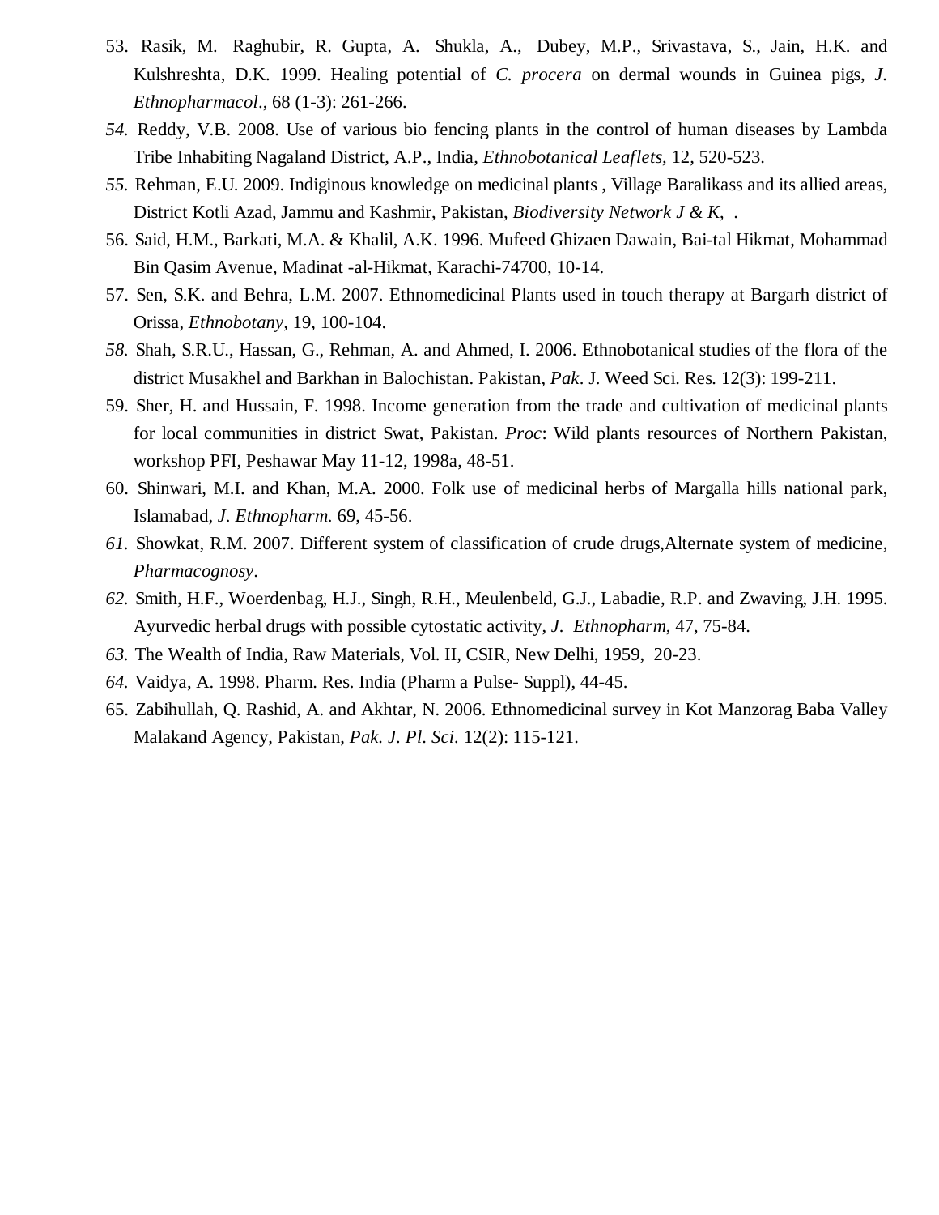53. Rasik, M. Raghubir, R. Gupta, A. Shukla, A., Dubey, M.P., Srivastava, S., Jain, H.K. and Kulshreshta, D.K. 1999. Healing potential of *C. procera* on dermal wounds in Guinea pigs, *J. Ethnopharmacol*., 68 (1-3): 261-266.
54. Reddy, V.B. 2008. Use of various bio fencing plants in the control of human diseases by Lambda Tribe Inhabiting Nagaland District, A.P., India, *Ethnobotanical Leaflets,* 12, 520-523.
55. Rehman, E.U. 2009. Indiginous knowledge on medicinal plants , Village Baralikass and its allied areas, District Kotli Azad, Jammu and Kashmir, Pakistan, *Biodiversity Network J & K*, .
56. Said, H.M., Barkati, M.A. & Khalil, A.K. 1996. Mufeed Ghizaen Dawain, Bai-tal Hikmat, Mohammad Bin Qasim Avenue, Madinat -al-Hikmat, Karachi-74700, 10-14.
57. Sen, S.K. and Behra, L.M. 2007. Ethnomedicinal Plants used in touch therapy at Bargarh district of Orissa, *Ethnobotany,* 19, 100-104.
58. Shah, S.R.U., Hassan, G., Rehman, A. and Ahmed, I. 2006. Ethnobotanical studies of the flora of the district Musakhel and Barkhan in Balochistan. Pakistan, *Pak*. J. Weed Sci. Res. 12(3): 199-211.
59. Sher, H. and Hussain, F. 1998. Income generation from the trade and cultivation of medicinal plants for local communities in district Swat, Pakistan. *Proc*: Wild plants resources of Northern Pakistan, workshop PFI, Peshawar May 11-12, 1998a, 48-51.
60. Shinwari, M.I. and Khan, M.A. 2000. Folk use of medicinal herbs of Margalla hills national park, Islamabad, *J. Ethnopharm.* 69, 45-56.
61. Showkat, R.M. 2007. Different system of classification of crude drugs,Alternate system of medicine, *Pharmacognosy*.
62. Smith, H.F., Woerdenbag, H.J., Singh, R.H., Meulenbeld, G.J., Labadie, R.P. and Zwaving, J.H. 1995. Ayurvedic herbal drugs with possible cytostatic activity, *J. Ethnopharm*, 47, 75-84.
63. The Wealth of India, Raw Materials, Vol. II, CSIR, New Delhi, 1959, 20-23.
64. Vaidya, A. 1998. Pharm. Res. India (Pharm a Pulse- Suppl), 44-45.
65. Zabihullah, Q. Rashid, A. and Akhtar, N. 2006. Ethnomedicinal survey in Kot Manzorag Baba Valley Malakand Agency, Pakistan, *Pak. J. Pl. Sci.* 12(2): 115-121.